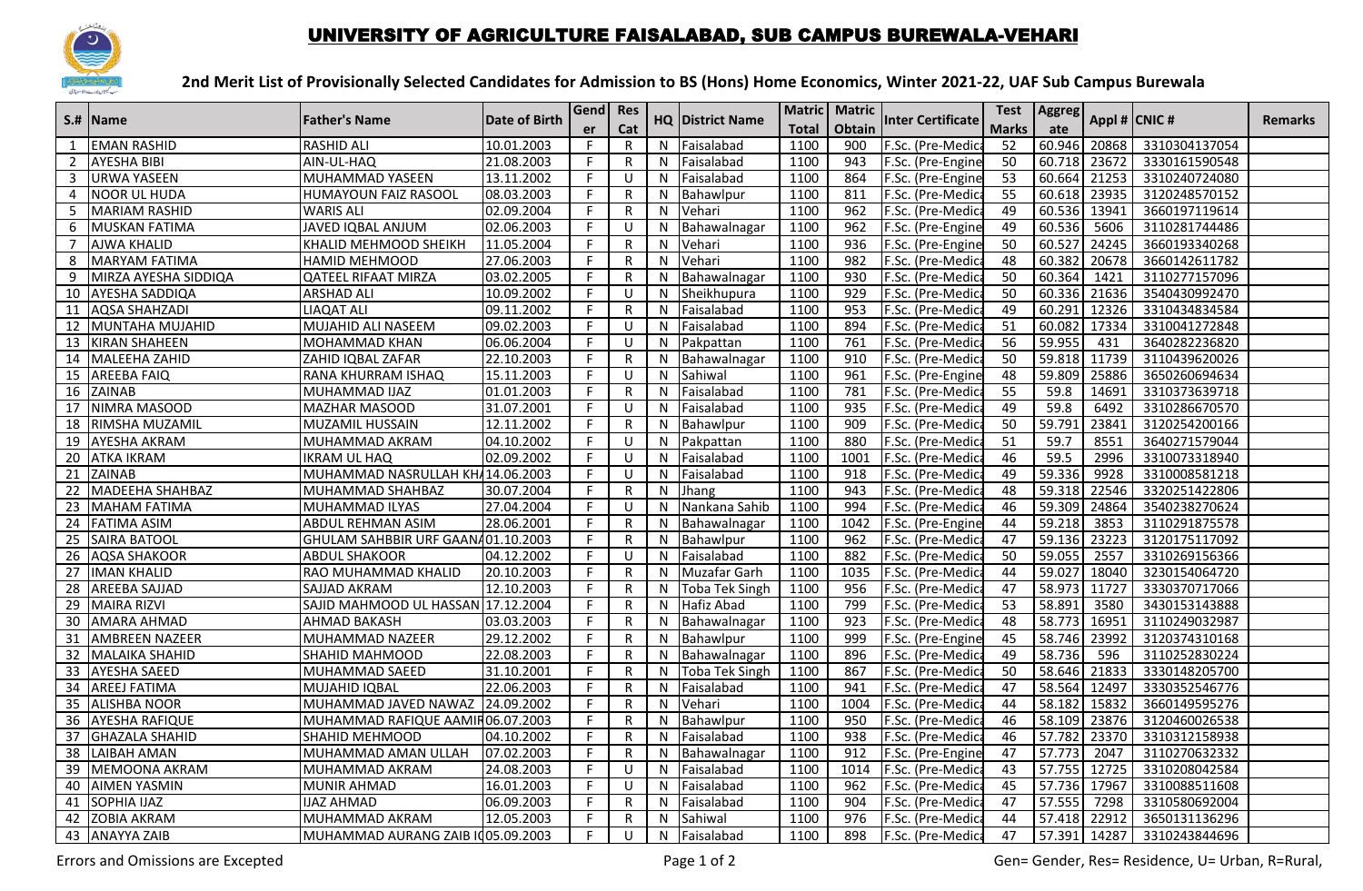# UNIVERSITY OF AGRICULTURE FAISALABAD, SUB CAMPUS BUREWALA-VEHARI

## 2nd Merit List of Provisionally Selected Candidates for Admission to BS (Hons) Home Economics, Winter 2021-22, UAF Sub Campus Burewala

| S.# | Name | Father's Name | Date of Birth | Gender | Res Cat | HQ | District Name | Matric Total | Matric Obtain | Inter Certificate | Test Marks | Aggregate | Appl # | CNIC # | Remarks |
|---|---|---|---|---|---|---|---|---|---|---|---|---|---|---|---|
| 1 | EMAN RASHID | RASHID ALI | 10.01.2003 | F | R | N | Faisalabad | 1100 | 900 | F.Sc. (Pre-Medica | 52 | 60.946 | 20868 | 3310304137054 | |
| 2 | AYESHA BIBI | AIN-UL-HAQ | 21.08.2003 | F | R | N | Faisalabad | 1100 | 943 | F.Sc. (Pre-Engine | 50 | 60.718 | 23672 | 3330161590548 | |
| 3 | URWA YASEEN | MUHAMMAD YASEEN | 13.11.2002 | F | U | N | Faisalabad | 1100 | 864 | F.Sc. (Pre-Engine | 53 | 60.664 | 21253 | 3310240724080 | |
| 4 | NOOR UL HUDA | HUMAYOUN FAIZ RASOOL | 08.03.2003 | F | R | N | Bahawlpur | 1100 | 811 | F.Sc. (Pre-Medica | 55 | 60.618 | 23935 | 3120248570152 | |
| 5 | MARIAM RASHID | WARIS ALI | 02.09.2004 | F | R | N | Vehari | 1100 | 962 | F.Sc. (Pre-Medica | 49 | 60.536 | 13941 | 3660197119614 | |
| 6 | MUSKAN FATIMA | JAVED IQBAL ANJUM | 02.06.2003 | F | U | N | Bahawalnagar | 1100 | 962 | F.Sc. (Pre-Engine | 49 | 60.536 | 5606 | 3110281744486 | |
| 7 | AJWA KHALID | KHALID MEHMOOD SHEIKH | 11.05.2004 | F | R | N | Vehari | 1100 | 936 | F.Sc. (Pre-Engine | 50 | 60.527 | 24245 | 3660193340268 | |
| 8 | MARYAM FATIMA | HAMID MEHMOOD | 27.06.2003 | F | R | N | Vehari | 1100 | 982 | F.Sc. (Pre-Medica | 48 | 60.382 | 20678 | 3660142611782 | |
| 9 | MIRZA AYESHA SIDDIQA | QATEEL RIFAAT MIRZA | 03.02.2005 | F | R | N | Bahawalnagar | 1100 | 930 | F.Sc. (Pre-Medica | 50 | 60.364 | 1421 | 3110277157096 | |
| 10 | AYESHA SADDIQA | ARSHAD ALI | 10.09.2002 | F | U | N | Sheikhupura | 1100 | 929 | F.Sc. (Pre-Medica | 50 | 60.336 | 21636 | 3540430992470 | |
| 11 | AQSA SHAHZADI | LIAQAT ALI | 09.11.2002 | F | R | N | Faisalabad | 1100 | 953 | F.Sc. (Pre-Medica | 49 | 60.291 | 12326 | 3310434834584 | |
| 12 | MUNTAHA MUJAHID | MUJAHID ALI NASEEM | 09.02.2003 | F | U | N | Faisalabad | 1100 | 894 | F.Sc. (Pre-Medica | 51 | 60.082 | 17334 | 3310041272848 | |
| 13 | KIRAN SHAHEEN | MOHAMMAD KHAN | 06.06.2004 | F | U | N | Pakpattan | 1100 | 761 | F.Sc. (Pre-Medica | 56 | 59.955 | 431 | 3640282236820 | |
| 14 | MALEEHA ZAHID | ZAHID IQBAL ZAFAR | 22.10.2003 | F | R | N | Bahawalnagar | 1100 | 910 | F.Sc. (Pre-Medica | 50 | 59.818 | 11739 | 3110439620026 | |
| 15 | AREEBA FAIQ | RANA KHURRAM ISHAQ | 15.11.2003 | F | U | N | Sahiwal | 1100 | 961 | F.Sc. (Pre-Engine | 48 | 59.809 | 25886 | 3650260694634 | |
| 16 | ZAINAB | MUHAMMAD IJAZ | 01.01.2003 | F | R | N | Faisalabad | 1100 | 781 | F.Sc. (Pre-Medica | 55 | 59.8 | 14691 | 3310373639718 | |
| 17 | NIMRA MASOOD | MAZHAR MASOOD | 31.07.2001 | F | U | N | Faisalabad | 1100 | 935 | F.Sc. (Pre-Medica | 49 | 59.8 | 6492 | 3310286670570 | |
| 18 | RIMSHA MUZAMIL | MUZAMIL HUSSAIN | 12.11.2002 | F | R | N | Bahawlpur | 1100 | 909 | F.Sc. (Pre-Medica | 50 | 59.791 | 23841 | 3120254200166 | |
| 19 | AYESHA AKRAM | MUHAMMAD AKRAM | 04.10.2002 | F | U | N | Pakpattan | 1100 | 880 | F.Sc. (Pre-Medica | 51 | 59.7 | 8551 | 3640271579044 | |
| 20 | ATKA IKRAM | IKRAM UL HAQ | 02.09.2002 | F | U | N | Faisalabad | 1100 | 1001 | F.Sc. (Pre-Medica | 46 | 59.5 | 2996 | 3310073318940 | |
| 21 | ZAINAB | MUHAMMAD NASRULLAH KHA | 14.06.2003 | F | U | N | Faisalabad | 1100 | 918 | F.Sc. (Pre-Medica | 49 | 59.336 | 9928 | 3310008581218 | |
| 22 | MADEEHA SHAHBAZ | MUHAMMAD SHAHBAZ | 30.07.2004 | F | R | N | Jhang | 1100 | 943 | F.Sc. (Pre-Medica | 48 | 59.318 | 22546 | 3320251422806 | |
| 23 | MAHAM FATIMA | MUHAMMAD ILYAS | 27.04.2004 | F | U | N | Nankana Sahib | 1100 | 994 | F.Sc. (Pre-Medica | 46 | 59.309 | 24864 | 3540238270624 | |
| 24 | FATIMA ASIM | ABDUL REHMAN ASIM | 28.06.2001 | F | R | N | Bahawalnagar | 1100 | 1042 | F.Sc. (Pre-Engine | 44 | 59.218 | 3853 | 3110291875578 | |
| 25 | SAIRA BATOOL | GHULAM SAHBBIR URF GAANA | 01.10.2003 | F | R | N | Bahawlpur | 1100 | 962 | F.Sc. (Pre-Medica | 47 | 59.136 | 23223 | 3120175117092 | |
| 26 | AQSA SHAKOOR | ABDUL SHAKOOR | 04.12.2002 | F | U | N | Faisalabad | 1100 | 882 | F.Sc. (Pre-Medica | 50 | 59.055 | 2557 | 3310269156366 | |
| 27 | IMAN KHALID | RAO MUHAMMAD KHALID | 20.10.2003 | F | R | N | Muzafar Garh | 1100 | 1035 | F.Sc. (Pre-Medica | 44 | 59.027 | 18040 | 3230154064720 | |
| 28 | AREEBA SAJJAD | SAJJAD AKRAM | 12.10.2003 | F | R | N | Toba Tek Singh | 1100 | 956 | F.Sc. (Pre-Medica | 47 | 58.973 | 11727 | 3330370717066 | |
| 29 | MAIRA RIZVI | SAJID MAHMOOD UL HASSAN | 17.12.2004 | F | R | N | Hafiz Abad | 1100 | 799 | F.Sc. (Pre-Medica | 53 | 58.891 | 3580 | 3430153143888 | |
| 30 | AMARA AHMAD | AHMAD BAKASH | 03.03.2003 | F | R | N | Bahawalnagar | 1100 | 923 | F.Sc. (Pre-Medica | 48 | 58.773 | 16951 | 3110249032987 | |
| 31 | AMBREEN NAZEER | MUHAMMAD NAZEER | 29.12.2002 | F | R | N | Bahawlpur | 1100 | 999 | F.Sc. (Pre-Engine | 45 | 58.746 | 23992 | 3120374310168 | |
| 32 | MALAIKA SHAHID | SHAHID MAHMOOD | 22.08.2003 | F | R | N | Bahawalnagar | 1100 | 896 | F.Sc. (Pre-Medica | 49 | 58.736 | 596 | 3110252830224 | |
| 33 | AYESHA SAEED | MUHAMMAD SAEED | 31.10.2001 | F | R | N | Toba Tek Singh | 1100 | 867 | F.Sc. (Pre-Medica | 50 | 58.646 | 21833 | 3330148205700 | |
| 34 | AREEJ FATIMA | MUJAHID IQBAL | 22.06.2003 | F | R | N | Faisalabad | 1100 | 941 | F.Sc. (Pre-Medica | 47 | 58.564 | 12497 | 3330352546776 | |
| 35 | ALISHBA NOOR | MUHAMMAD JAVED NAWAZ | 24.09.2002 | F | R | N | Vehari | 1100 | 1004 | F.Sc. (Pre-Medica | 44 | 58.182 | 15832 | 3660149595276 | |
| 36 | AYESHA RAFIQUE | MUHAMMAD RAFIQUE AAMIR | 06.07.2003 | F | R | N | Bahawlpur | 1100 | 950 | F.Sc. (Pre-Medica | 46 | 58.109 | 23876 | 3120460026538 | |
| 37 | GHAZALA SHAHID | SHAHID MEHMOOD | 04.10.2002 | F | R | N | Faisalabad | 1100 | 938 | F.Sc. (Pre-Medica | 46 | 57.782 | 23370 | 3310312158938 | |
| 38 | LAIBAH AMAN | MUHAMMAD AMAN ULLAH | 07.02.2003 | F | R | N | Bahawalnagar | 1100 | 912 | F.Sc. (Pre-Engine | 47 | 57.773 | 2047 | 3110270632332 | |
| 39 | MEMOONA AKRAM | MUHAMMAD AKRAM | 24.08.2003 | F | U | N | Faisalabad | 1100 | 1014 | F.Sc. (Pre-Medica | 43 | 57.755 | 12725 | 3310208042584 | |
| 40 | AIMEN YASMIN | MUNIR AHMAD | 16.01.2003 | F | U | N | Faisalabad | 1100 | 962 | F.Sc. (Pre-Medica | 45 | 57.736 | 17967 | 3310088511608 | |
| 41 | SOPHIA IJAZ | IJAZ AHMAD | 06.09.2003 | F | R | N | Faisalabad | 1100 | 904 | F.Sc. (Pre-Medica | 47 | 57.555 | 7298 | 3310580692004 | |
| 42 | ZOBIA AKRAM | MUHAMMAD AKRAM | 12.05.2003 | F | R | N | Sahiwal | 1100 | 976 | F.Sc. (Pre-Medica | 44 | 57.418 | 22912 | 3650131136296 | |
| 43 | ANAYYA ZAIB | MUHAMMAD AURANG ZAIB I( | 05.09.2003 | F | U | N | Faisalabad | 1100 | 898 | F.Sc. (Pre-Medica | 47 | 57.391 | 14287 | 3310243844696 | |

Errors and Omissions are Excepted

Gen= Gender, Res= Residence, U= Urban, R=Rural,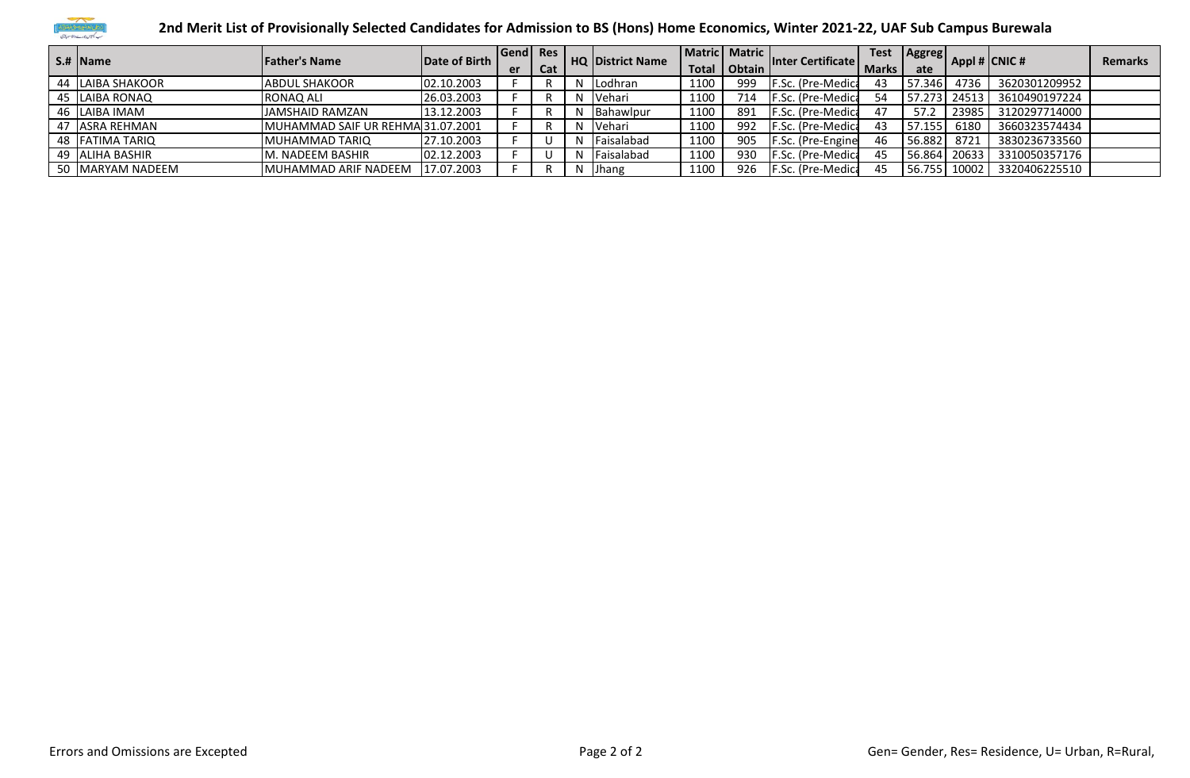## 2nd Merit List of Provisionally Selected Candidates for Admission to BS (Hons) Home Economics, Winter 2021-22, UAF Sub Campus Burewala

| S.# | Name | Father's Name | Date of Birth | Gender | Res Cat | HQ | District Name | Matric Total | Matric Obtain | Inter Certificate | Test Marks | Aggregate | Appl # | CNIC # | Remarks |
|---|---|---|---|---|---|---|---|---|---|---|---|---|---|---|---|
| 44 | LAIBA SHAKOOR | ABDUL SHAKOOR | 02.10.2003 | F | R | N | Lodhran | 1100 | 999 | F.Sc. (Pre-Medica | 43 | 57.346 | 4736 | 3620301209952 | |
| 45 | LAIBA RONAQ | RONAQ ALI | 26.03.2003 | F | R | N | Vehari | 1100 | 714 | F.Sc. (Pre-Medica | 54 | 57.273 | 24513 | 3610490197224 | |
| 46 | LAIBA IMAM | JAMSHAID RAMZAN | 13.12.2003 | F | R | N | Bahawlpur | 1100 | 891 | F.Sc. (Pre-Medica | 47 | 57.2 | 23985 | 3120297714000 | |
| 47 | ASRA REHMAN | MUHAMMAD SAIF UR REHMA | 31.07.2001 | F | R | N | Vehari | 1100 | 992 | F.Sc. (Pre-Medica | 43 | 57.155 | 6180 | 3660323574434 | |
| 48 | FATIMA TARIQ | MUHAMMAD TARIQ | 27.10.2003 | F | U | N | Faisalabad | 1100 | 905 | F.Sc. (Pre-Engine | 46 | 56.882 | 8721 | 3830236733560 | |
| 49 | ALIHA BASHIR | M. NADEEM BASHIR | 02.12.2003 | F | U | N | Faisalabad | 1100 | 930 | F.Sc. (Pre-Medica | 45 | 56.864 | 20633 | 3310050357176 | |
| 50 | MARYAM NADEEM | MUHAMMAD ARIF NADEEM | 17.07.2003 | F | R | N | Jhang | 1100 | 926 | F.Sc. (Pre-Medica | 45 | 56.755 | 10002 | 3320406225510 | |

Errors and Omissions are Excepted

Gen= Gender, Res= Residence, U= Urban, R=Rural,